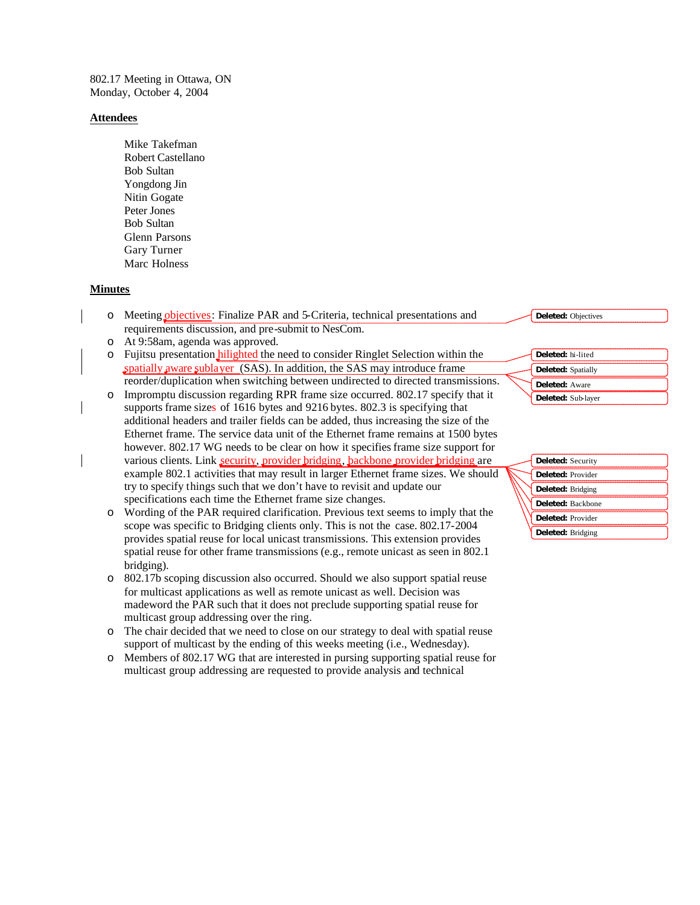802.17 Meeting in Ottawa, ON
Monday, October 4, 2004

**Attendees**

Mike Takefman
Robert Castellano
Bob Sultan
Yongdong Jin
Nitin Gogate
Peter Jones
Bob Sultan
Glenn Parsons
Gary Turner
Marc Holness

**Minutes**

- Meeting objectives: Finalize PAR and 5-Criteria, technical presentations and requirements discussion, and pre-submit to NesCom.
- At 9:58am, agenda was approved.
- Fujitsu presentation hilighted the need to consider Ringlet Selection within the spatially aware sublayer (SAS). In addition, the SAS may introduce frame reorder/duplication when switching between undirected to directed transmissions.
- Impromptu discussion regarding RPR frame size occurred. 802.17 specify that it supports frame sizes of 1616 bytes and 9216 bytes. 802.3 is specifying that additional headers and trailer fields can be added, thus increasing the size of the Ethernet frame. The service data unit of the Ethernet frame remains at 1500 bytes however. 802.17 WG needs to be clear on how it specifies frame size support for various clients. Link security, provider bridging, backbone provider bridging are example 802.1 activities that may result in larger Ethernet frame sizes. We should try to specify things such that we don't have to revisit and update our specifications each time the Ethernet frame size changes.
- Wording of the PAR required clarification. Previous text seems to imply that the scope was specific to Bridging clients only. This is not the case. 802.17-2004 provides spatial reuse for local unicast transmissions. This extension provides spatial reuse for other frame transmissions (e.g., remote unicast as seen in 802.1 bridging).
- 802.17b scoping discussion also occurred. Should we also support spatial reuse for multicast applications as well as remote unicast as well. Decision was madeword the PAR such that it does not preclude supporting spatial reuse for multicast group addressing over the ring.
- The chair decided that we need to close on our strategy to deal with spatial reuse support of multicast by the ending of this weeks meeting (i.e., Wednesday).
- Members of 802.17 WG that are interested in pursing supporting spatial reuse for multicast group addressing are requested to provide analysis and technical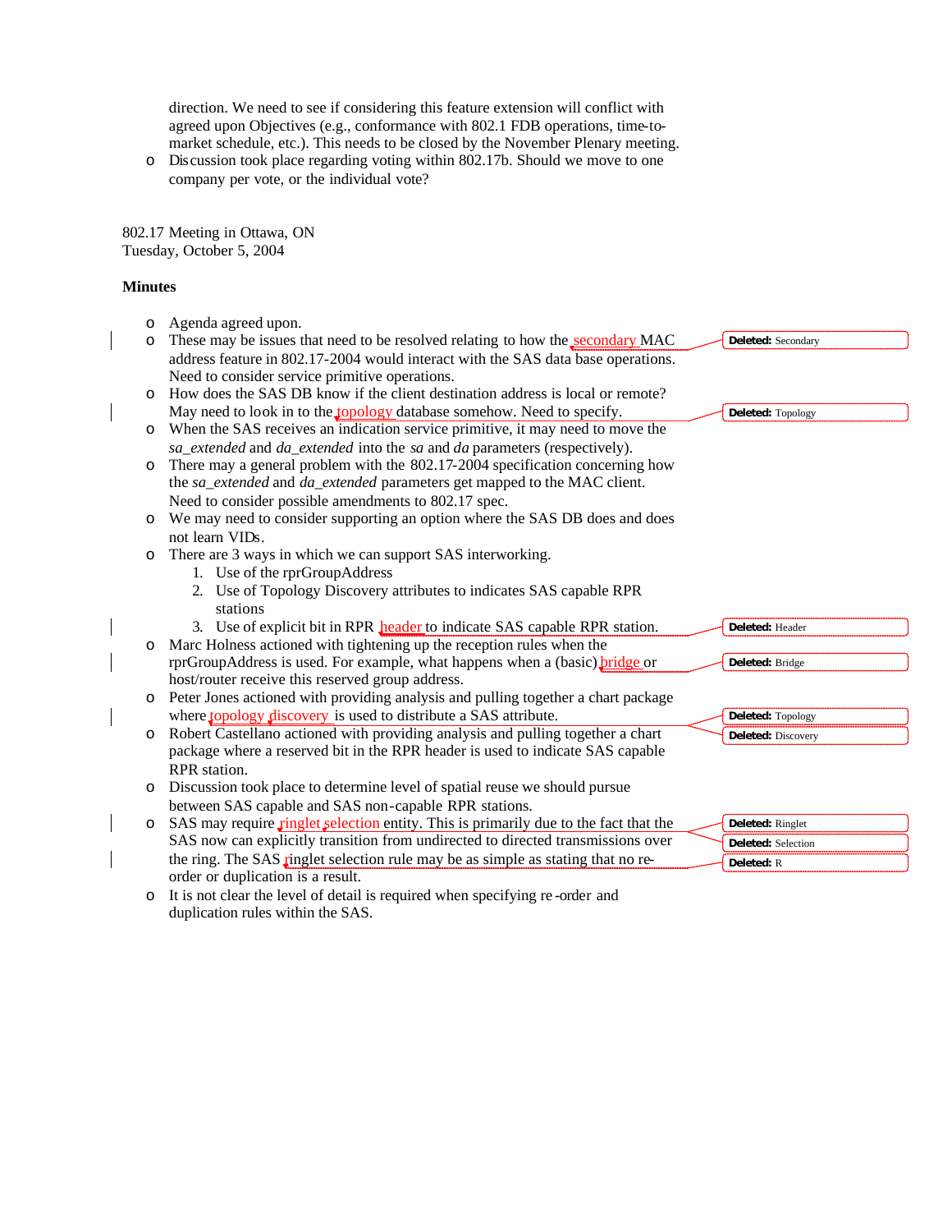direction. We need to see if considering this feature extension will conflict with agreed upon Objectives (e.g., conformance with 802.1 FDB operations, time-to-market schedule, etc.). This needs to be closed by the November Plenary meeting.

- Discussion took place regarding voting within 802.17b. Should we move to one company per vote, or the individual vote?

802.17 Meeting in Ottawa, ON
Tuesday, October 5, 2004

**Minutes**

- Agenda agreed upon.
- These may be issues that need to be resolved relating to how the secondary MAC address feature in 802.17-2004 would interact with the SAS data base operations. Need to consider service primitive operations.
- How does the SAS DB know if the client destination address is local or remote? May need to look in to the topology database somehow. Need to specify.
- When the SAS receives an indication service primitive, it may need to move the *sa_extended* and *da_extended* into the *sa* and *da* parameters (respectively).
- There may a general problem with the 802.17-2004 specification concerning how the *sa_extended* and *da_extended* parameters get mapped to the MAC client. Need to consider possible amendments to 802.17 spec.
- We may need to consider supporting an option where the SAS DB does and does not learn VIDs.
- There are 3 ways in which we can support SAS interworking.
  1. Use of the rprGroupAddress
  2. Use of Topology Discovery attributes to indicates SAS capable RPR stations
  3. Use of explicit bit in RPR header to indicate SAS capable RPR station.
- Marc Holness actioned with tightening up the reception rules when the rprGroupAddress is used. For example, what happens when a (basic) bridge or host/router receive this reserved group address.
- Peter Jones actioned with providing analysis and pulling together a chart package where topology discovery is used to distribute a SAS attribute.
- Robert Castellano actioned with providing analysis and pulling together a chart package where a reserved bit in the RPR header is used to indicate SAS capable RPR station.
- Discussion took place to determine level of spatial reuse we should pursue between SAS capable and SAS non-capable RPR stations.
- SAS may require ringlet selection entity. This is primarily due to the fact that the SAS now can explicitly transition from undirected to directed transmissions over the ring. The SAS ringlet selection rule may be as simple as stating that no re-order or duplication is a result.
- It is not clear the level of detail is required when specifying re-order and duplication rules within the SAS.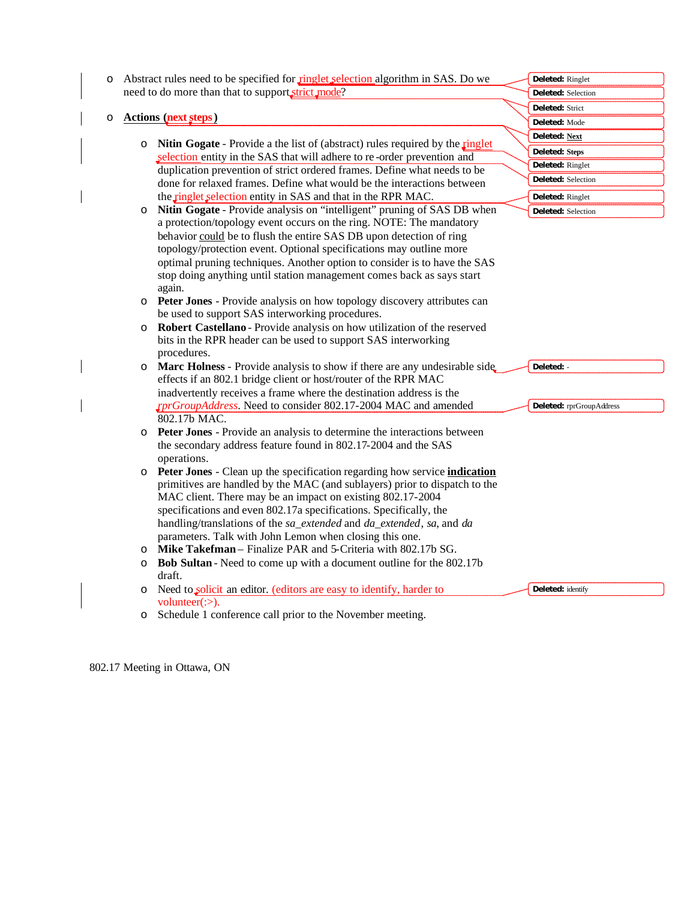- Abstract rules need to be specified for ringlet selection algorithm in SAS. Do we need to do more than that to support strict mode?

- **Actions (next steps)**

  - **Nitin Gogate** - Provide a the list of (abstract) rules required by the ringlet selection entity in the SAS that will adhere to re-order prevention and duplication prevention of strict ordered frames. Define what needs to be done for relaxed frames. Define what would be the interactions between the ringlet selection entity in SAS and that in the RPR MAC.
  - **Nitin Gogate** - Provide analysis on "intelligent" pruning of SAS DB when a protection/topology event occurs on the ring. NOTE: The mandatory behavior could be to flush the entire SAS DB upon detection of ring topology/protection event. Optional specifications may outline more optimal pruning techniques. Another option to consider is to have the SAS stop doing anything until station management comes back as says start again.
  - **Peter Jones** - Provide analysis on how topology discovery attributes can be used to support SAS interworking procedures.
  - **Robert Castellano** - Provide analysis on how utilization of the reserved bits in the RPR header can be used to support SAS interworking procedures.
  - **Marc Holness** - Provide analysis to show if there are any undesirable side effects if an 802.1 bridge client or host/router of the RPR MAC inadvertently receives a frame where the destination address is the *rprGroupAddress*. Need to consider 802.17-2004 MAC and amended 802.17b MAC.
  - **Peter Jones** - Provide an analysis to determine the interactions between the secondary address feature found in 802.17-2004 and the SAS operations.
  - **Peter Jones** - Clean up the specification regarding how service **indication** primitives are handled by the MAC (and sublayers) prior to dispatch to the MAC client. There may be an impact on existing 802.17-2004 specifications and even 802.17a specifications. Specifically, the handling/translations of the *sa_extended* and *da_extended*, *sa*, and *da* parameters. Talk with John Lemon when closing this one.
  - **Mike Takefman** – Finalize PAR and 5-Criteria with 802.17b SG.
  - **Bob Sultan** - Need to come up with a document outline for the 802.17b draft.
  - Need to solicit an editor. (editors are easy to identify, harder to volunteer(:>).
  - Schedule 1 conference call prior to the November meeting.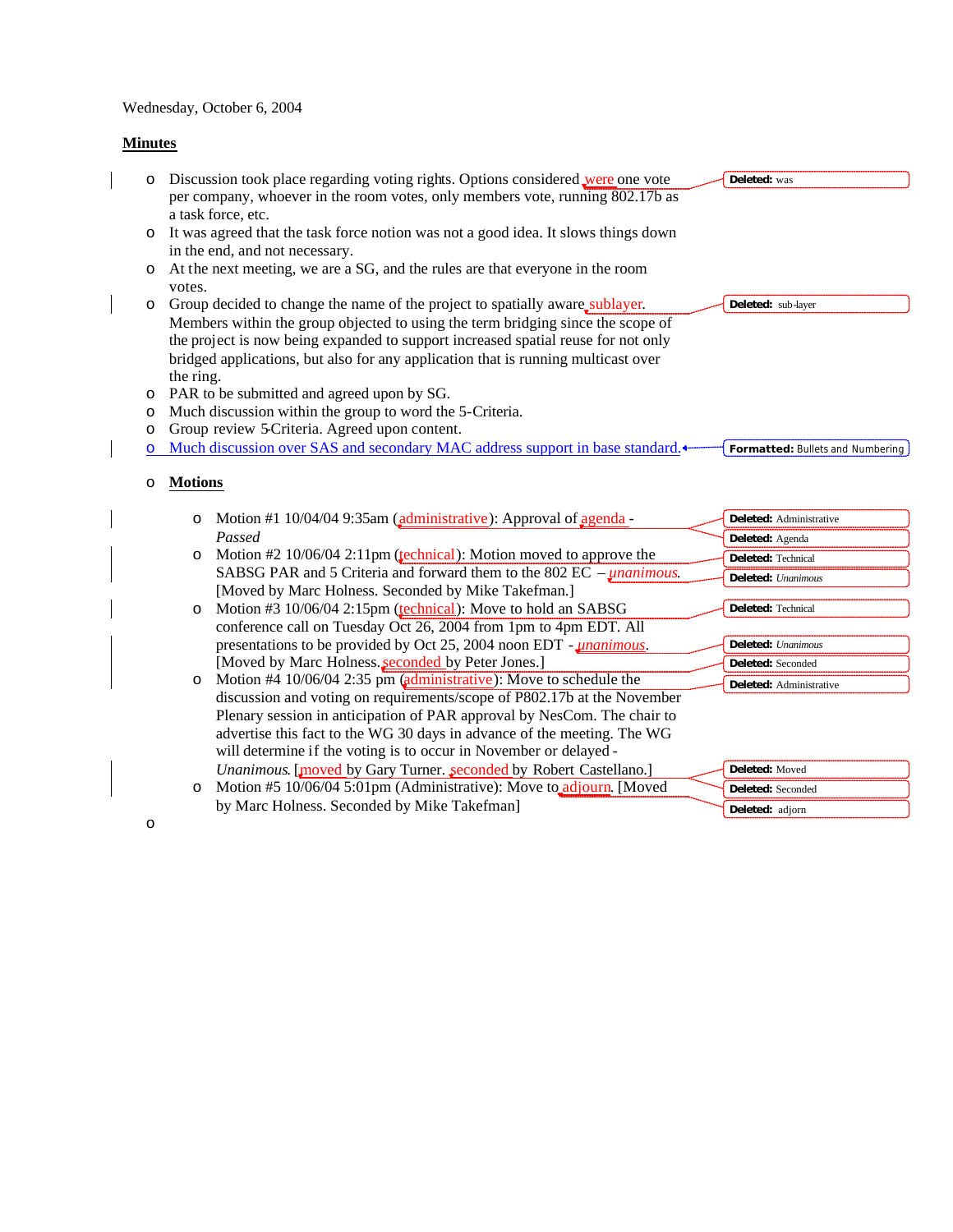Wednesday, October 6, 2004

**Minutes**

- Discussion took place regarding voting rights. Options considered were one vote per company, whoever in the room votes, only members vote, running 802.17b as a task force, etc.
- It was agreed that the task force notion was not a good idea. It slows things down in the end, and not necessary.
- At the next meeting, we are a SG, and the rules are that everyone in the room votes.
- Group decided to change the name of the project to spatially aware sublayer. Members within the group objected to using the term bridging since the scope of the project is now being expanded to support increased spatial reuse for not only bridged applications, but also for any application that is running multicast over the ring.
- PAR to be submitted and agreed upon by SG.
- Much discussion within the group to word the 5-Criteria.
- Group review 5-Criteria. Agreed upon content.
- Much discussion over SAS and secondary MAC address support in base standard.

- **Motions**
  - Motion #1 10/04/04 9:35am (administrative): Approval of agenda - *Passed*
  - Motion #2 10/06/04 2:11pm (technical): Motion moved to approve the SABSG PAR and 5 Criteria and forward them to the 802 EC – *unanimous*. [Moved by Marc Holness. Seconded by Mike Takefman.]
  - Motion #3 10/06/04 2:15pm (technical): Move to hold an SABSG conference call on Tuesday Oct 26, 2004 from 1pm to 4pm EDT. All presentations to be provided by Oct 25, 2004 noon EDT - *unanimous*. [Moved by Marc Holness. seconded by Peter Jones.]
  - Motion #4 10/06/04 2:35 pm (administrative): Move to schedule the discussion and voting on requirements/scope of P802.17b at the November Plenary session in anticipation of PAR approval by NesCom. The chair to advertise this fact to the WG 30 days in advance of the meeting. The WG will determine if the voting is to occur in November or delayed - *Unanimous*. [moved by Gary Turner. seconded by Robert Castellano.]
  - Motion #5 10/06/04 5:01pm (Administrative): Move to adjourn. [Moved by Marc Holness. Seconded by Mike Takefman]